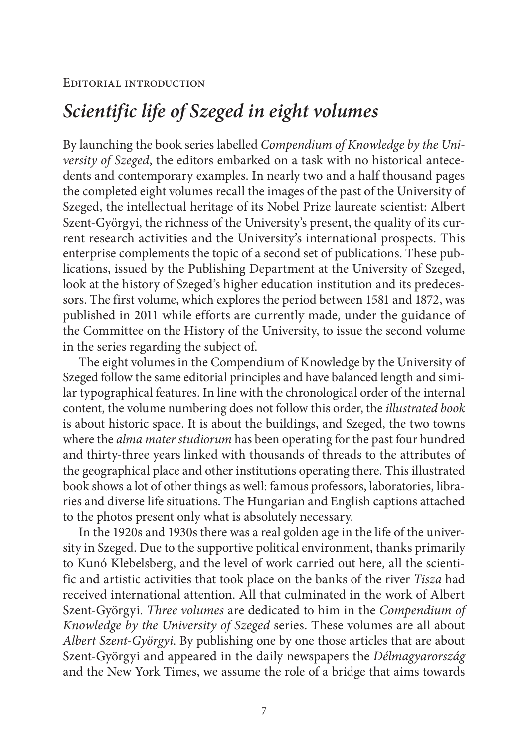Editorial introduction

# *Scientific life of Szeged in eight volumes*

By launching the book series labelled *Compendium of Knowledge by the University of Szeged*, the editors embarked on a task with no historical antecedents and contemporary examples. In nearly two and a half thousand pages the completed eight volumes recall the images of the past of the University of Szeged, the intellectual heritage of its Nobel Prize laureate scientist: Albert Szent-Györgyi, the richness of the University's present, the quality of its current research activities and the University's international prospects. This enterprise complements the topic of a second set of publications. These publications, issued by the Publishing Department at the University of Szeged, look at the history of Szeged's higher education institution and its predecessors. The first volume, which explores the period between 1581 and 1872, was published in 2011 while efforts are currently made, under the guidance of the Committee on the History of the University, to issue the second volume in the series regarding the subject of.

The eight volumes in the Compendium of Knowledge by the University of Szeged follow the same editorial principles and have balanced length and similar typographical features. In line with the chronological order of the internal content, the volume numbering does not follow this order, the *illustrated book* is about historic space. It is about the buildings, and Szeged, the two towns where the *alma mater studiorum* has been operating for the past four hundred and thirty-three years linked with thousands of threads to the attributes of the geographical place and other institutions operating there. This illustrated book shows a lot of other things as well: famous professors, laboratories, libraries and diverse life situations. The Hungarian and English captions attached to the photos present only what is absolutely necessary.

In the 1920s and 1930s there was a real golden age in the life of the university in Szeged. Due to the supportive political environment, thanks primarily to Kunó Klebelsberg, and the level of work carried out here, all the scientific and artistic activities that took place on the banks of the river *Tisza* had received international attention. All that culminated in the work of Albert Szent-Györgyi. *Three volumes* are dedicated to him in the *Compendium of Knowledge by the University of Szeged* series. These volumes are all about *Albert Szent-Györgyi*. By publishing one by one those articles that are about Szent-Györgyi and appeared in the daily newspapers the *Délmagyarország* and the New York Times, we assume the role of a bridge that aims towards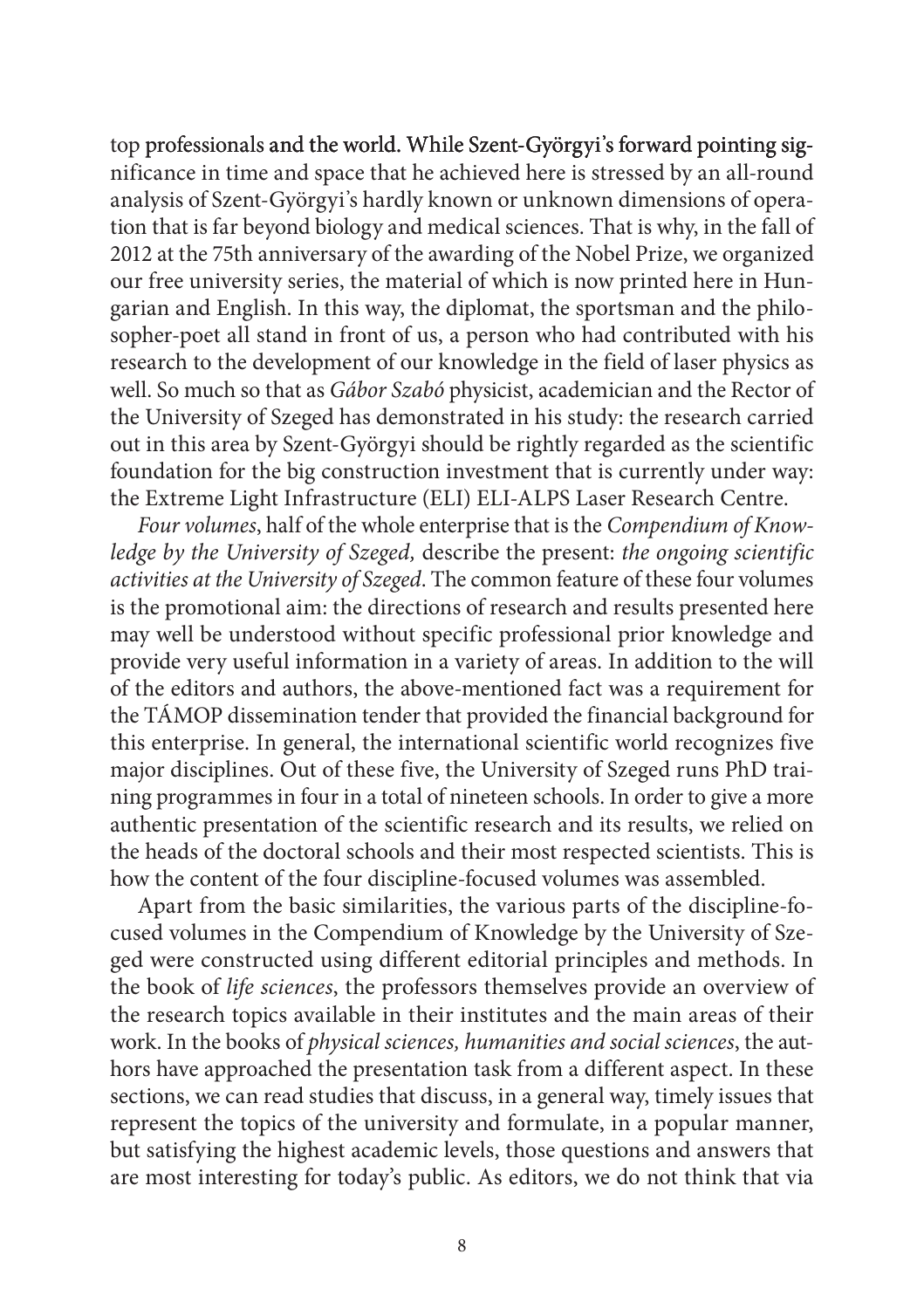top professionals and the world. While Szent-Györgyi's forward pointing significance in time and space that he achieved here is stressed by an all-round analysis of Szent-Györgyi's hardly known or unknown dimensions of operation that is far beyond biology and medical sciences. That is why, in the fall of 2012 at the 75th anniversary of the awarding of the Nobel Prize, we organized our free university series, the material of which is now printed here in Hungarian and English. In this way, the diplomat, the sportsman and the philosopher-poet all stand in front of us, a person who had contributed with his research to the development of our knowledge in the field of laser physics as well. So much so that as *Gábor Szabó* physicist, academician and the Rector of the University of Szeged has demonstrated in his study: the research carried out in this area by Szent-Györgyi should be rightly regarded as the scientific foundation for the big construction investment that is currently under way: the Extreme Light Infrastructure (ELI) ELI-ALPS Laser Research Centre.

*Four volumes*, half of the whole enterprise that is the *Compendium of Knowledge by the University of Szeged,* describe the present: *the ongoing scientific activities at the University of Szeged*. The common feature of these four volumes is the promotional aim: the directions of research and results presented here may well be understood without specific professional prior knowledge and provide very useful information in a variety of areas. In addition to the will of the editors and authors, the above-mentioned fact was a requirement for the TÁMOP dissemination tender that provided the financial background for this enterprise. In general, the international scientific world recognizes five major disciplines. Out of these five, the University of Szeged runs PhD training programmes in four in a total of nineteen schools. In order to give a more authentic presentation of the scientific research and its results, we relied on the heads of the doctoral schools and their most respected scientists. This is how the content of the four discipline-focused volumes was assembled.

Apart from the basic similarities, the various parts of the discipline-focused volumes in the Compendium of Knowledge by the University of Szeged were constructed using different editorial principles and methods. In the book of *life sciences*, the professors themselves provide an overview of the research topics available in their institutes and the main areas of their work. In the books of *physical sciences, humanities and social sciences*, the authors have approached the presentation task from a different aspect. In these sections, we can read studies that discuss, in a general way, timely issues that represent the topics of the university and formulate, in a popular manner, but satisfying the highest academic levels, those questions and answers that are most interesting for today's public. As editors, we do not think that via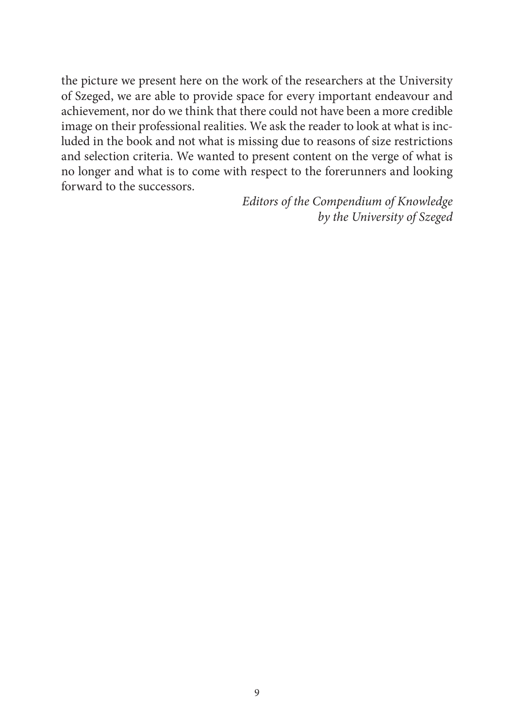the picture we present here on the work of the researchers at the University of Szeged, we are able to provide space for every important endeavour and achievement, nor do we think that there could not have been a more credible image on their professional realities. We ask the reader to look at what is included in the book and not what is missing due to reasons of size restrictions and selection criteria. We wanted to present content on the verge of what is no longer and what is to come with respect to the forerunners and looking forward to the successors.

*Editors of the Compendium of Knowledge*
*by the University of Szeged*